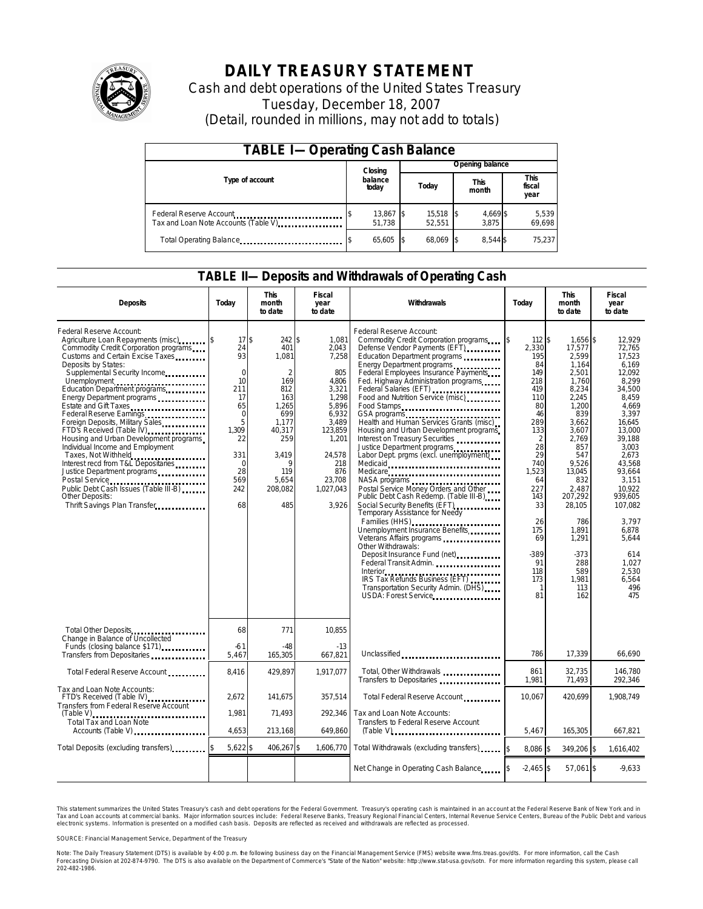# DAILY TREASURY STATEMENT

Cash and debt operations of the United States Treasury

Tuesday, December 18, 2007

(Detail, rounded in millions, may not add to totals)

## TABLE I—Operating Cash Balance

| Type of account | Closing balance today | Opening balance Today | Opening balance This month | Opening balance This fiscal year |
|---|---|---|---|---|
| Federal Reserve Account | $ 13,867 | $ 15,518 | $ 4,669 | $ 5,539 |
| Tax and Loan Note Accounts (Table V) | 51,738 | 52,551 | 3,875 | 69,698 |
| Total Operating Balance | $ 65,605 | $ 68,069 | $ 8,544 | $ 75,237 |

## TABLE II—Deposits and Withdrawals of Operating Cash

| Deposits | Today | This month to date | Fiscal year to date | Withdrawals | Today | This month to date | Fiscal year to date |
|---|---|---|---|---|---|---|---|
| Federal Reserve Account: | | | | Federal Reserve Account: | | | |
| Agriculture Loan Repayments (misc) | $ 17 | $ 242 | $ 1,081 | Commodity Credit Corporation programs | $ 112 | $ 1,656 | $ 12,929 |
| Commodity Credit Corporation programs | 24 | 401 | 2,043 | Defense Vendor Payments (EFT) | 2,330 | 17,577 | 72,765 |
| Customs and Certain Excise Taxes | 93 | 1,081 | 7,258 | Education Department programs | 195 | 2,599 | 17,523 |
| Deposits by States: | | | | Energy Department programs | 84 | 1,164 | 6,169 |
| Supplemental Security Income | 0 | 2 | 805 | Federal Employees Insurance Payments | 149 | 2,501 | 12,092 |
| Unemployment | 10 | 169 | 4,806 | Fed. Highway Administration programs | 218 | 1,760 | 8,299 |
| Education Department programs | 211 | 812 | 3,321 | Federal Salaries (EFT) | 419 | 8,234 | 34,500 |
| Energy Department programs | 17 | 163 | 1,298 | Food and Nutrition Service (misc) | 110 | 2,245 | 8,459 |
| Estate and Gift Taxes | 65 | 1,265 | 5,896 | Food Stamps | 80 | 1,200 | 4,669 |
| Federal Reserve Earnings | 0 | 699 | 6,932 | GSA programs | 46 | 839 | 3,397 |
| Foreign Deposits, Military Sales | 5 | 1,177 | 3,489 | Health and Human Services Grants (misc) | 289 | 3,662 | 16,645 |
| FTD's Received (Table IV) | 1,309 | 40,317 | 123,859 | Housing and Urban Development programs | 133 | 3,607 | 13,000 |
| Housing and Urban Development programs | 22 | 259 | 1,201 | Interest on Treasury Securities | 2 | 2,769 | 39,188 |
| Individual Income and Employment | | | | Justice Department programs | 28 | 857 | 3,003 |
| Taxes, Not Withheld | 331 | 3,419 | 24,578 | Labor Dept. prgms (excl. unemployment) | 29 | 547 | 2,673 |
| Interest recd from T&L Depositaries | 0 | 9 | 218 | Medicaid | 740 | 9,526 | 43,568 |
| Justice Department programs | 28 | 119 | 876 | Medicare | 1,523 | 13,045 | 93,664 |
| Postal Service | 569 | 5,654 | 23,708 | NASA programs | 64 | 832 | 3,151 |
| Public Debt Cash Issues (Table III-B) | 242 | 208,082 | 1,027,043 | Postal Service Money Orders and Other | 227 | 2,487 | 10,922 |
| Other Deposits: | | | | Public Debt Cash Redemp. (Table III-B) | 143 | 207,292 | 939,605 |
| Thrift Savings Plan Transfer | 68 | 485 | 3,926 | Social Security Benefits (EFT) | 33 | 28,105 | 107,082 |
| | | | | Temporary Assistance for Needy Families (HHS) | 26 | 786 | 3,797 |
| | | | | Unemployment Insurance Benefits | 175 | 1,891 | 6,878 |
| | | | | Veterans Affairs programs | 69 | 1,291 | 5,644 |
| | | | | Other Withdrawals: | | | |
| | | | | Deposit Insurance Fund (net) | -389 | -373 | 614 |
| | | | | Federal Transit Admin. | 91 | 288 | 1,027 |
| | | | | Interior | 118 | 589 | 2,530 |
| | | | | IRS Tax Refunds Business (EFT) | 173 | 1,981 | 6,564 |
| | | | | Transportation Security Admin. (DHS) | 1 | 113 | 496 |
| | | | | USDA: Forest Service | 81 | 162 | 475 |
| Total Other Deposits | 68 | 771 | 10,855 | | | | |
| Change in Balance of Uncollected Funds (closing balance $171) | -61 | -48 | -13 | | | | |
| Transfers from Depositaries | 5,467 | 165,305 | 667,821 | Unclassified | 786 | 17,339 | 66,690 |
| Total Federal Reserve Account | 8,416 | 429,897 | 1,917,077 | Total, Other Withdrawals | 861 | 32,735 | 146,780 |
| | | | | Transfers to Depositaries | 1,981 | 71,493 | 292,346 |
| Tax and Loan Note Accounts: | | | | Total Federal Reserve Account | 10,067 | 420,699 | 1,908,749 |
| FTD's Received (Table IV) | 2,672 | 141,675 | 357,514 | | | | |
| Transfers from Federal Reserve Account (Table V) | 1,981 | 71,493 | 292,346 | Tax and Loan Note Accounts: | | | |
| Total Tax and Loan Note Accounts (Table V) | 4,653 | 213,168 | 649,860 | Transfers to Federal Reserve Account (Table V) | 5,467 | 165,305 | 667,821 |
| Total Deposits (excluding transfers) | $ 5,622 | $ 406,267 | $ 1,606,770 | Total Withdrawals (excluding transfers) | $ 8,086 | $ 349,206 | $ 1,616,402 |
| | | | | Net Change in Operating Cash Balance | $ -2,465 | $ 57,061 | $ -9,633 |

This statement summarizes the United States Treasury's cash and debt operations for the Federal Government. Treasury's operating cash is maintained in an account at the Federal Reserve Bank of New York and in Tax and Loan accounts at commercial banks. Major information sources include: Federal Reserve Banks, Treasury Regional Financial Centers, Internal Revenue Service Centers, Bureau of the Public Debt and various electronic systems. Information is presented on a modified cash basis. Deposits are reflected as received and withdrawals are reflected as processed.

SOURCE: Financial Management Service, Department of the Treasury

Note: The Daily Treasury Statement (DTS) is available by 4:00 p.m. the following business day on the Financial Management Service (FMS) website www.fms.treas.gov/dts. For more information, call the Cash Forecasting Division at 202-874-9790. The DTS is also available on the Department of Commerce's "State of the Nation" website: http://www.stat-usa.gov/sotn. For more information regarding this system, please call 202-482-1986.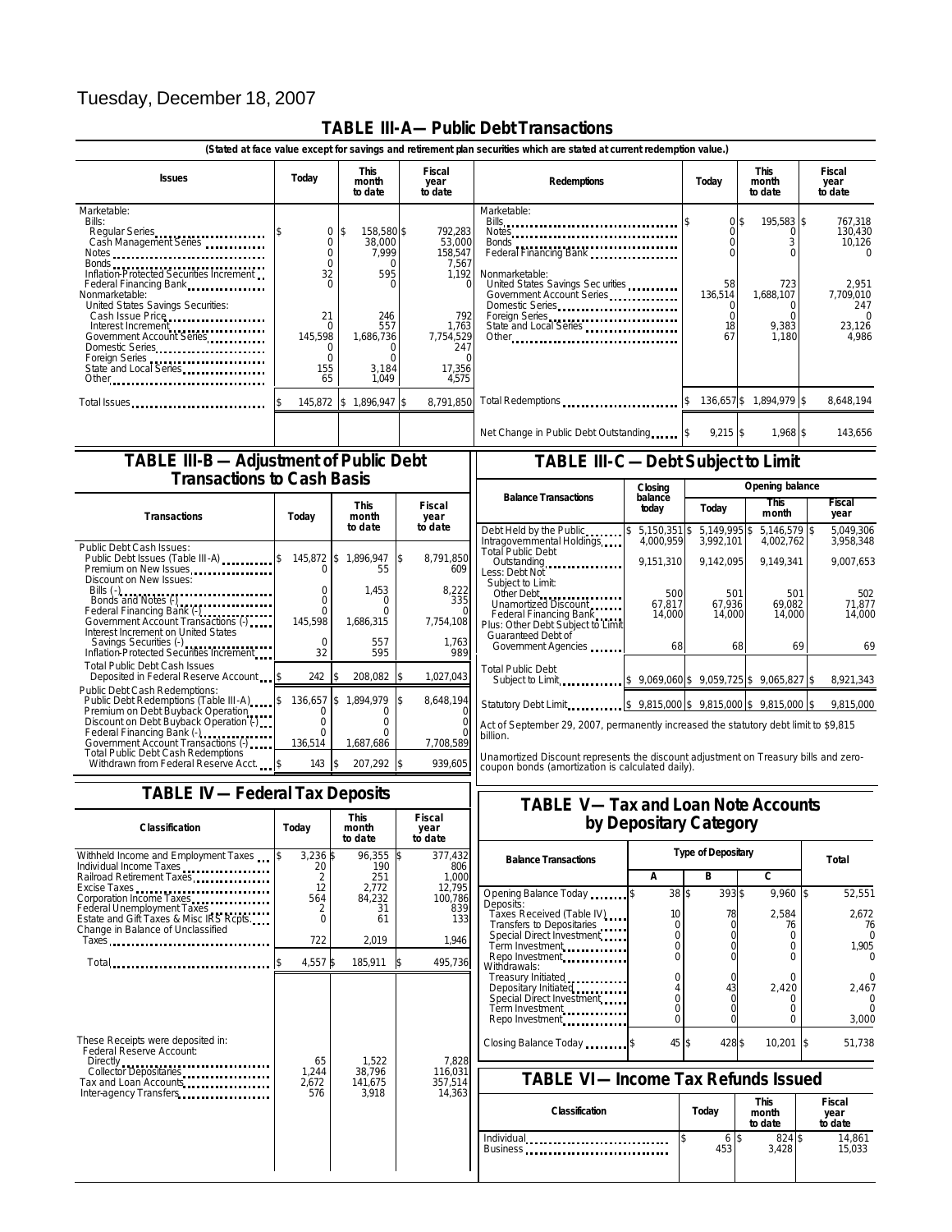Tuesday, December 18, 2007

## TABLE III-A — Public Debt Transactions

(Stated at face value except for savings and retirement plan securities which are stated at current redemption value.)

| Issues | Today | This month to date | Fiscal year to date | Redemptions | Today | This month to date | Fiscal year to date |
|---|---|---|---|---|---|---|---|
| Marketable: | | | | Marketable: | | | |
| Bills: | | | | Bills | $ 0 | $ 195,583 | $ 767,318 |
| Regular Series | $ 0 | $ 158,580 | $ 792,283 | Notes | 0 | 0 | 130,430 |
| Cash Management Series | 0 | 38,000 | 53,000 | Bonds | 0 | 3 | 10,126 |
| Notes | 0 | 7,999 | 158,547 | Federal Financing Bank | 0 | 0 | 0 |
| Bonds | 0 | 0 | 7,567 | | | | |
| Inflation-Protected Securities Increment | 32 | 595 | 1,192 | Nonmarketable: | | | |
| Federal Financing Bank | 0 | 0 | 0 | United States Savings Securities | 58 | 723 | 2,951 |
| Nonmarketable: | | | | Government Account Series | 136,514 | 1,688,107 | 7,709,010 |
| United States Savings Securities: | | | | Domestic Series | 0 | 0 | 247 |
| Cash Issue Price | 21 | 246 | 792 | Foreign Series | 0 | 0 | 0 |
| Interest Increment | 0 | 557 | 1,763 | State and Local Series | 18 | 9,383 | 23,126 |
| Government Account Series | 145,598 | 1,686,736 | 7,754,529 | Other | 67 | 1,180 | 4,986 |
| Domestic Series | 0 | 0 | 247 | | | | |
| Foreign Series | 0 | 0 | 0 | | | | |
| State and Local Series | 155 | 3,184 | 17,356 | | | | |
| Other | 65 | 1,049 | 4,575 | | | | |
| Total Issues | $ 145,872 | $ 1,896,947 | $ 8,791,850 | Total Redemptions | $ 136,657 | $ 1,894,979 | $ 8,648,194 |
| | | | | Net Change in Public Debt Outstanding | $ 9,215 | $ 1,968 | $ 143,656 |

## TABLE III-B — Adjustment of Public Debt Transactions to Cash Basis

| Transactions | Today | This month to date | Fiscal year to date |
|---|---|---|---|
| Public Debt Cash Issues: | | | |
| Public Debt Issues (Table III-A) | $ 145,872 | $ 1,896,947 | $ 8,791,850 |
| Premium on New Issues | 0 | 55 | 609 |
| Discount on New Issues: | | | |
| Bills (-) | 0 | 1,453 | 8,222 |
| Bonds and Notes (-) | 0 | 0 | 335 |
| Federal Financing Bank (-) | 0 | 0 | 0 |
| Government Account Transactions (-) | 145,598 | 1,686,315 | 7,754,108 |
| Interest Increment on United States Savings Securities (-) | 0 | 557 | 1,763 |
| Inflation-Protected Securities Increment | 32 | 595 | 989 |
| Total Public Debt Cash Issues Deposited in Federal Reserve Account | $ 242 | $ 208,082 | $ 1,027,043 |
| Public Debt Cash Redemptions: | | | |
| Public Debt Redemptions (Table III-A) | $ 136,657 | $ 1,894,979 | $ 8,648,194 |
| Premium on Debt Buyback Operation | 0 | 0 | 0 |
| Discount on Debt Buyback Operation (-) | 0 | 0 | 0 |
| Federal Financing Bank (-) | 0 | 0 | 0 |
| Government Account Transactions (-) | 136,514 | 1,687,686 | 7,708,589 |
| Total Public Debt Cash Redemptions Withdrawn from Federal Reserve Acct. | $ 143 | $ 207,292 | $ 939,605 |

## TABLE III-C — Debt Subject to Limit

| Balance Transactions | Closing balance today | Opening balance Today | Opening balance This month | Opening balance Fiscal year |
|---|---|---|---|---|
| Debt Held by the Public | $ 5,150,351 | $ 5,149,995 | $ 5,146,579 | $ 5,049,306 |
| Intragovernmental Holdings | 4,000,959 | 3,992,101 | 4,002,762 | 3,958,348 |
| Total Public Debt Outstanding | 9,151,310 | 9,142,095 | 9,149,341 | 9,007,653 |
| Less: Debt Not Subject to Limit: | | | | |
| Other Debt | 500 | 501 | 501 | 502 |
| Unamortized Discount | 67,817 | 67,936 | 69,082 | 71,877 |
| Federal Financing Bank | 14,000 | 14,000 | 14,000 | 14,000 |
| Plus: Other Debt Subject to Limit Guaranteed Debt of Government Agencies | 68 | 68 | 69 | 69 |
| Total Public Debt Subject to Limit | $ 9,069,060 | $ 9,059,725 | $ 9,065,827 | $ 8,921,343 |
| Statutory Debt Limit | $ 9,815,000 | $ 9,815,000 | $ 9,815,000 | $ 9,815,000 |

Act of September 29, 2007, permanently increased the statutory debt limit to $9,815 billion.

Unamortized Discount represents the discount adjustment on Treasury bills and zero-coupon bonds (amortization is calculated daily).

## TABLE IV — Federal Tax Deposits

| Classification | Today | This month to date | Fiscal year to date |
|---|---|---|---|
| Withheld Income and Employment Taxes | $ 3,236 | $ 96,355 | $ 377,432 |
| Individual Income Taxes | 20 | 190 | 806 |
| Railroad Retirement Taxes | 2 | 251 | 1,000 |
| Excise Taxes | 12 | 2,772 | 12,795 |
| Corporation Income Taxes | 564 | 84,232 | 100,786 |
| Federal Unemployment Taxes | 2 | 31 | 839 |
| Estate and Gift Taxes & Misc IRS Rcpts. | 0 | 61 | 133 |
| Change in Balance of Unclassified Taxes | 722 | 2,019 | 1,946 |
| Total | $ 4,557 | $ 185,911 | $ 495,736 |
| These Receipts were deposited in: | | | |
| Federal Reserve Account: | | | |
| Directly | 65 | 1,522 | 7,828 |
| Collector Depositaries | 1,244 | 38,796 | 116,031 |
| Tax and Loan Accounts | 2,672 | 141,675 | 357,514 |
| Inter-agency Transfers | 576 | 3,918 | 14,363 |

## TABLE V — Tax and Loan Note Accounts by Depositary Category

| Balance Transactions | Type of Depositary A | B | C | Total |
|---|---|---|---|---|
| Opening Balance Today | $ 38 | $ 393 | $ 9,960 | $ 52,551 |
| Deposits: | | | | |
| Taxes Received (Table IV) | 10 | 78 | 2,584 | 2,672 |
| Transfers to Depositaries | 0 | 0 | 76 | 76 |
| Special Direct Investment | 0 | 0 | 0 | 0 |
| Term Investment | 0 | 0 | 0 | 1,905 |
| Repo Investment | 0 | 0 | 0 | 0 |
| Withdrawals: | | | | |
| Treasury Initiated | 0 | 0 | 0 | 0 |
| Depositary Initiated | 4 | 43 | 2,420 | 2,467 |
| Special Direct Investment | 0 | 0 | 0 | 0 |
| Term Investment | 0 | 0 | 0 | 0 |
| Repo Investment | 0 | 0 | 0 | 3,000 |
| Closing Balance Today | $ 45 | $ 428 | $ 10,201 | $ 51,738 |

## TABLE VI — Income Tax Refunds Issued

| Classification | Today | This month to date | Fiscal year to date |
|---|---|---|---|
| Individual | $ 6 | $ 824 | $ 14,861 |
| Business | 453 | 3,428 | 15,033 |